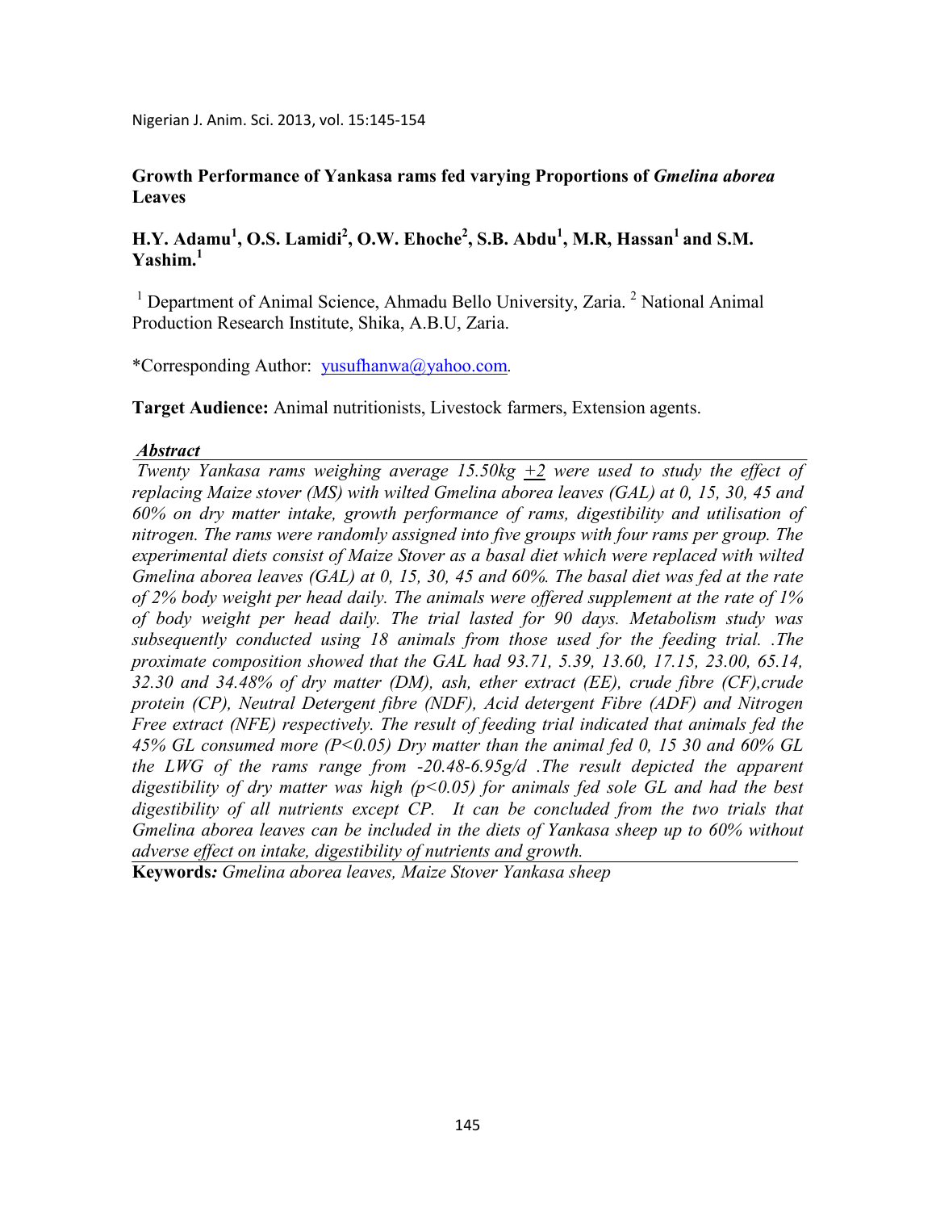# Growth Performance of Yankasa rams fed varying Proportions of *Gmelina aborea* Leaves

**H.Y. Adamu[1], O.S. Lamidi[2], O.W. Ehoche[2], S.B. Abdu[1], M.R, Hassan[1] and S.M. Yashim.[1]**

[1] Department of Animal Science, Ahmadu Bello University, Zaria. [2] National Animal Production Research Institute, Shika, A.B.U, Zaria.

*Corresponding Author: yusufhanwa@yahoo.com.

**Target Audience:** Animal nutritionists, Livestock farmers, Extension agents.

## *Abstract*

*Twenty Yankasa rams weighing average 15.50kg +2 were used to study the effect of replacing Maize stover (MS) with wilted Gmelina aborea leaves (GAL) at 0, 15, 30, 45 and 60% on dry matter intake, growth performance of rams, digestibility and utilisation of nitrogen. The rams were randomly assigned into five groups with four rams per group. The experimental diets consist of Maize Stover as a basal diet which were replaced with wilted Gmelina aborea leaves (GAL) at 0, 15, 30, 45 and 60%. The basal diet was fed at the rate of 2% body weight per head daily. The animals were offered supplement at the rate of 1% of body weight per head daily. The trial lasted for 90 days. Metabolism study was subsequently conducted using 18 animals from those used for the feeding trial. .The proximate composition showed that the GAL had 93.71, 5.39, 13.60, 17.15, 23.00, 65.14, 32.30 and 34.48% of dry matter (DM), ash, ether extract (EE), crude fibre (CF),crude protein (CP), Neutral Detergent fibre (NDF), Acid detergent Fibre (ADF) and Nitrogen Free extract (NFE) respectively. The result of feeding trial indicated that animals fed the 45% GL consumed more (P<0.05) Dry matter than the animal fed 0, 15 30 and 60% GL the LWG of the rams range from -20.48-6.95g/d .The result depicted the apparent digestibility of dry matter was high (p<0.05) for animals fed sole GL and had the best digestibility of all nutrients except CP. It can be concluded from the two trials that Gmelina aborea leaves can be included in the diets of Yankasa sheep up to 60% without adverse effect on intake, digestibility of nutrients and growth.*

**Keywords:** *Gmelina aborea leaves, Maize Stover Yankasa sheep*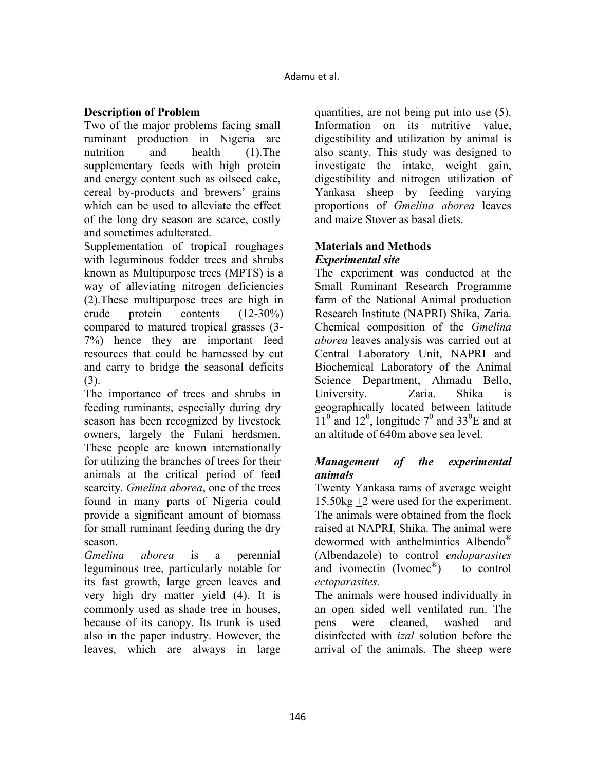## Description of Problem

Two of the major problems facing small ruminant production in Nigeria are nutrition and health (1).The supplementary feeds with high protein and energy content such as oilseed cake, cereal by-products and brewers' grains which can be used to alleviate the effect of the long dry season are scarce, costly and sometimes adulterated.

Supplementation of tropical roughages with leguminous fodder trees and shrubs known as Multipurpose trees (MPTS) is a way of alleviating nitrogen deficiencies (2).These multipurpose trees are high in crude protein contents (12-30%) compared to matured tropical grasses (3-7%) hence they are important feed resources that could be harnessed by cut and carry to bridge the seasonal deficits (3).

The importance of trees and shrubs in feeding ruminants, especially during dry season has been recognized by livestock owners, largely the Fulani herdsmen. These people are known internationally for utilizing the branches of trees for their animals at the critical period of feed scarcity. *Gmelina aborea*, one of the trees found in many parts of Nigeria could provide a significant amount of biomass for small ruminant feeding during the dry season.

*Gmelina aborea* is a perennial leguminous tree, particularly notable for its fast growth, large green leaves and very high dry matter yield (4). It is commonly used as shade tree in houses, because of its canopy. Its trunk is used also in the paper industry. However, the leaves, which are always in large quantities, are not being put into use (5). Information on its nutritive value, digestibility and utilization by animal is also scanty. This study was designed to investigate the intake, weight gain, digestibility and nitrogen utilization of Yankasa sheep by feeding varying proportions of *Gmelina aborea* leaves and maize Stover as basal diets.

## Materials and Methods

### *Experimental site*

The experiment was conducted at the Small Ruminant Research Programme farm of the National Animal production Research Institute (NAPRI) Shika, Zaria. Chemical composition of the *Gmelina aborea* leaves analysis was carried out at Central Laboratory Unit, NAPRI and Biochemical Laboratory of the Animal Science Department, Ahmadu Bello, University. Zaria. Shika is geographically located between latitude $11^0$ and $12^0$, longitude $7^0$ and $33^0$E and at an altitude of 640m above sea level.

### *Management of the experimental animals*

Twenty Yankasa rams of average weight 15.50kg $\pm$2 were used for the experiment. The animals were obtained from the flock raised at NAPRI, Shika. The animal were dewormed with anthelmintics Albendo® (Albendazole) to control *endoparasites* and ivomectin (Ivomec®) to control *ectoparasites.*

The animals were housed individually in an open sided well ventilated run. The pens were cleaned, washed and disinfected with *izal* solution before the arrival of the animals. The sheep were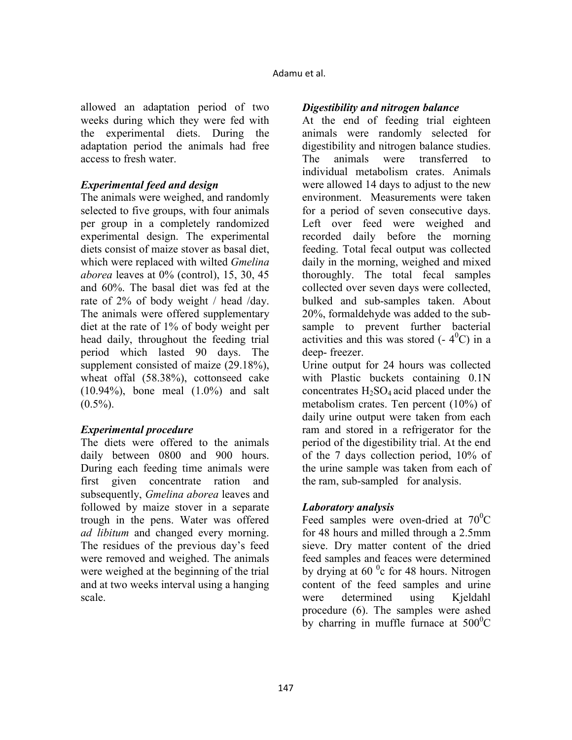allowed an adaptation period of two weeks during which they were fed with the experimental diets. During the adaptation period the animals had free access to fresh water.

### *Experimental feed and design*

The animals were weighed, and randomly selected to five groups, with four animals per group in a completely randomized experimental design. The experimental diets consist of maize stover as basal diet, which were replaced with wilted *Gmelina aborea* leaves at 0% (control), 15, 30, 45 and 60%. The basal diet was fed at the rate of 2% of body weight / head /day. The animals were offered supplementary diet at the rate of 1% of body weight per head daily, throughout the feeding trial period which lasted 90 days. The supplement consisted of maize (29.18%), wheat offal (58.38%), cottonseed cake (10.94%), bone meal (1.0%) and salt (0.5%).

### *Experimental procedure*

The diets were offered to the animals daily between 0800 and 900 hours. During each feeding time animals were first given concentrate ration and subsequently, *Gmelina aborea* leaves and followed by maize stover in a separate trough in the pens. Water was offered *ad libitum* and changed every morning. The residues of the previous day's feed were removed and weighed. The animals were weighed at the beginning of the trial and at two weeks interval using a hanging scale.

### *Digestibility and nitrogen balance*

At the end of feeding trial eighteen animals were randomly selected for digestibility and nitrogen balance studies. The animals were transferred to individual metabolism crates. Animals were allowed 14 days to adjust to the new environment. Measurements were taken for a period of seven consecutive days. Left over feed were weighed and recorded daily before the morning feeding. Total fecal output was collected daily in the morning, weighed and mixed thoroughly. The total fecal samples collected over seven days were collected, bulked and sub-samples taken. About 20%, formaldehyde was added to the sub-sample to prevent further bacterial activities and this was stored (- $4^0$C) in a deep- freezer.

Urine output for 24 hours was collected with Plastic buckets containing 0.1N concentrates $H_2SO_4$ acid placed under the metabolism crates. Ten percent (10%) of daily urine output were taken from each ram and stored in a refrigerator for the period of the digestibility trial. At the end of the 7 days collection period, 10% of the urine sample was taken from each of the ram, sub-sampled for analysis.

### *Laboratory analysis*

Feed samples were oven-dried at $70^0$C for 48 hours and milled through a 2.5mm sieve. Dry matter content of the dried feed samples and feaces were determined by drying at 60 $^0$c for 48 hours. Nitrogen content of the feed samples and urine were determined using Kjeldahl procedure (6). The samples were ashed by charring in muffle furnace at $500^0$C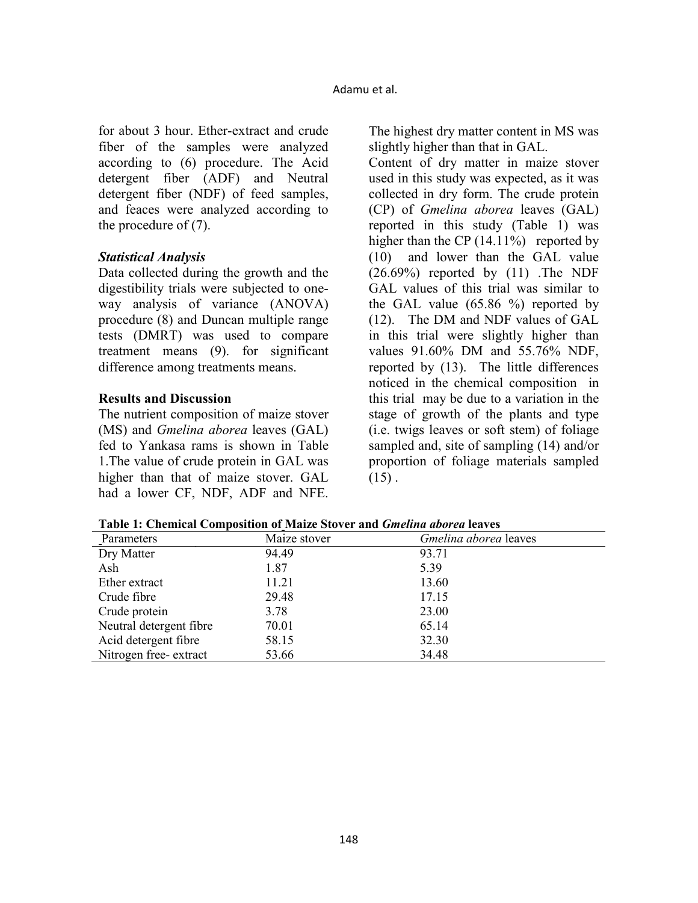for about 3 hour. Ether-extract and crude fiber of the samples were analyzed according to (6) procedure. The Acid detergent fiber (ADF) and Neutral detergent fiber (NDF) of feed samples, and feaces were analyzed according to the procedure of (7).

### *Statistical Analysis*

Data collected during the growth and the digestibility trials were subjected to one-way analysis of variance (ANOVA) procedure (8) and Duncan multiple range tests (DMRT) was used to compare treatment means (9). for significant difference among treatments means.

## Results and Discussion

The nutrient composition of maize stover (MS) and *Gmelina aborea* leaves (GAL) fed to Yankasa rams is shown in Table 1.The value of crude protein in GAL was higher than that of maize stover. GAL had a lower CF, NDF, ADF and NFE. The highest dry matter content in MS was slightly higher than that in GAL.

Content of dry matter in maize stover used in this study was expected, as it was collected in dry form. The crude protein (CP) of *Gmelina aborea* leaves (GAL) reported in this study (Table 1) was higher than the CP (14.11%) reported by (10) and lower than the GAL value (26.69%) reported by (11) .The NDF GAL values of this trial was similar to the GAL value (65.86 %) reported by (12). The DM and NDF values of GAL in this trial were slightly higher than values 91.60% DM and 55.76% NDF, reported by (13). The little differences noticed in the chemical composition in this trial may be due to a variation in the stage of growth of the plants and type (i.e. twigs leaves or soft stem) of foliage sampled and, site of sampling (14) and/or proportion of foliage materials sampled (15) .

**Table 1: Chemical Composition of Maize Stover and *Gmelina aborea* leaves**

| Parameters | Maize stover | *Gmelina aborea* leaves |
|---|---|---|
| Dry Matter | 94.49 | 93.71 |
| Ash | 1.87 | 5.39 |
| Ether extract | 11.21 | 13.60 |
| Crude fibre | 29.48 | 17.15 |
| Crude protein | 3.78 | 23.00 |
| Neutral detergent fibre | 70.01 | 65.14 |
| Acid detergent fibre | 58.15 | 32.30 |
| Nitrogen free- extract | 53.66 | 34.48 |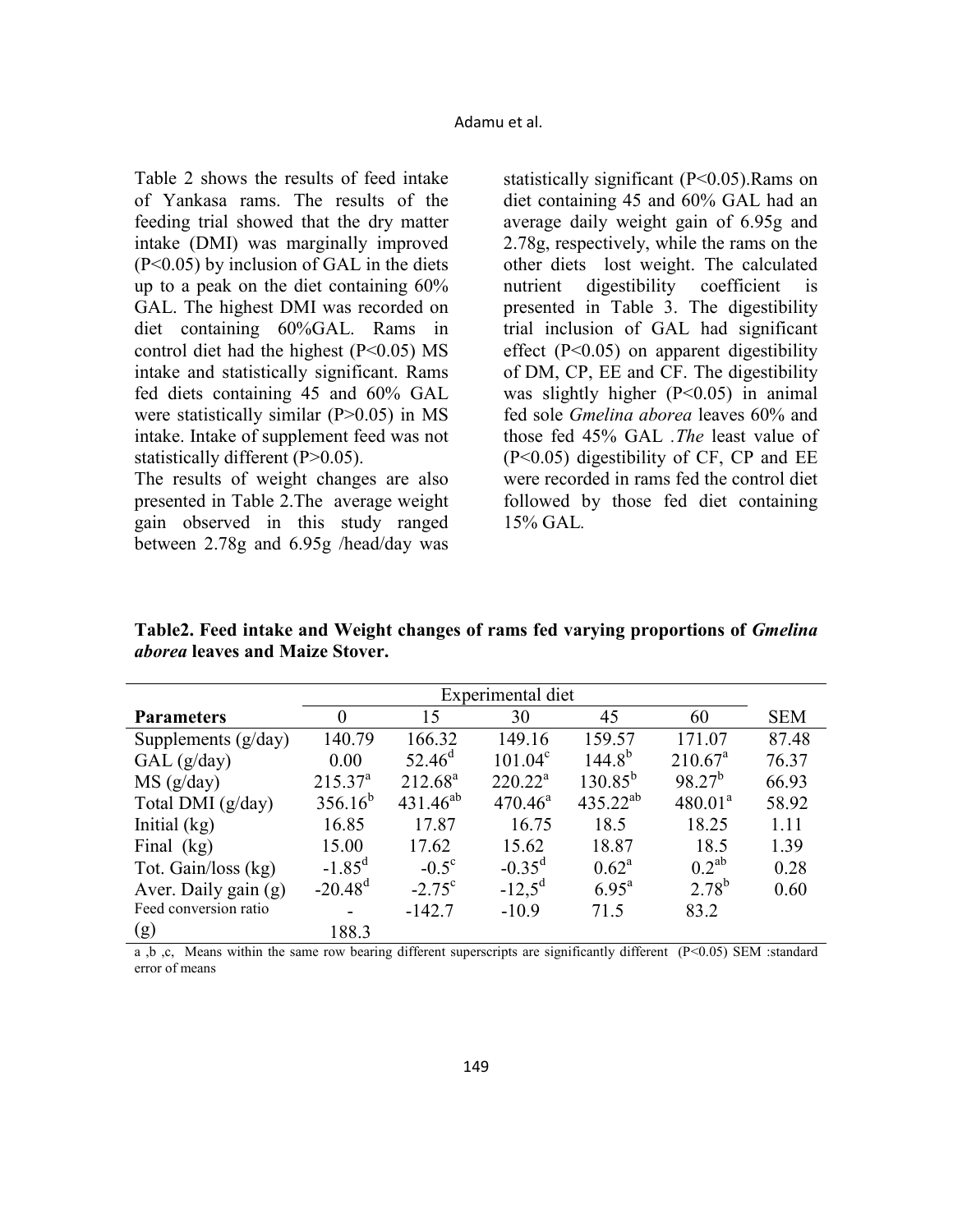Table 2 shows the results of feed intake of Yankasa rams. The results of the feeding trial showed that the dry matter intake (DMI) was marginally improved ($P<0.05$) by inclusion of GAL in the diets up to a peak on the diet containing 60% GAL. The highest DMI was recorded on diet containing 60%GAL. Rams in control diet had the highest ($P<0.05$) MS intake and statistically significant. Rams fed diets containing 45 and 60% GAL were statistically similar ($P>0.05$) in MS intake. Intake of supplement feed was not statistically different ($P>0.05$).

The results of weight changes are also presented in Table 2.The average weight gain observed in this study ranged between 2.78g and 6.95g /head/day was statistically significant ($P<0.05$).Rams on diet containing 45 and 60% GAL had an average daily weight gain of 6.95g and 2.78g, respectively, while the rams on the other diets lost weight. The calculated nutrient digestibility coefficient is presented in Table 3. The digestibility trial inclusion of GAL had significant effect ($P<0.05$) on apparent digestibility of DM, CP, EE and CF. The digestibility was slightly higher ($P<0.05$) in animal fed sole *Gmelina aborea* leaves 60% and those fed 45% GAL .*The* least value of ($P<0.05$) digestibility of CF, CP and EE were recorded in rams fed the control diet followed by those fed diet containing 15% GAL.

**Table2. Feed intake and Weight changes of rams fed varying proportions of *Gmelina aborea* leaves and Maize Stover.**

| | Experimental diet | | | | | |
|---|---|---|---|---|---|---|
| **Parameters** | 0 | 15 | 30 | 45 | 60 | SEM |
| Supplements (g/day) | 140.79 | 166.32 | 149.16 | 159.57 | 171.07 | 87.48 |
| GAL (g/day) | 0.00 | 52.46$^{d}$ | 101.04$^{c}$ | 144.8$^{b}$ | 210.67$^{a}$ | 76.37 |
| MS (g/day) | 215.37$^{a}$ | 212.68$^{a}$ | 220.22$^{a}$ | 130.85$^{b}$ | 98.27$^{b}$ | 66.93 |
| Total DMI (g/day) | 356.16$^{b}$ | 431.46$^{ab}$ | 470.46$^{a}$ | 435.22$^{ab}$ | 480.01$^{a}$ | 58.92 |
| Initial (kg) | 16.85 | 17.87 | 16.75 | 18.5 | 18.25 | 1.11 |
| Final (kg) | 15.00 | 17.62 | 15.62 | 18.87 | 18.5 | 1.39 |
| Tot. Gain/loss (kg) | -1.85$^{d}$ | -0.5$^{c}$ | -0.35$^{d}$ | 0.62$^{a}$ | 0.2$^{ab}$ | 0.28 |
| Aver. Daily gain (g) | -20.48$^{d}$ | -2.75$^{c}$ | -12,5$^{d}$ | 6.95$^{a}$ | 2.78$^{b}$ | 0.60 |
| Feed conversion ratio (g) | - 188.3 | -142.7 | -10.9 | 71.5 | 83.2 | |

a ,b ,c, Means within the same row bearing different superscripts are significantly different ($P<0.05$) SEM :standard error of means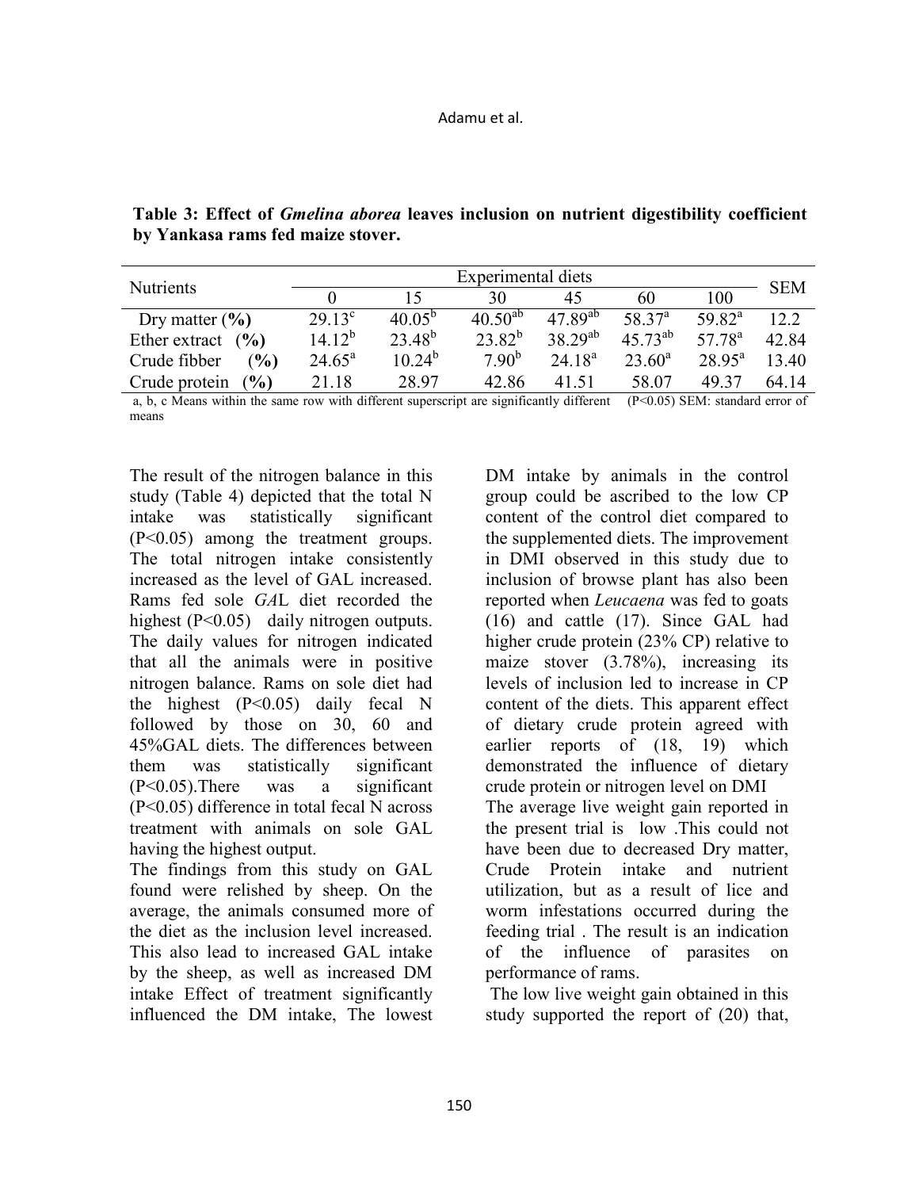**Table 3: Effect of *Gmelina aborea* leaves inclusion on nutrient digestibility coefficient by Yankasa rams fed maize stover.**

| Nutrients | Experimental diets | | | | | | SEM |
|---|---|---|---|---|---|---|---|
| | 0 | 15 | 30 | 45 | 60 | 100 | |
| Dry matter (%) | 29.13[c] | 40.05[b] | 40.50[ab] | 47.89[ab] | 58.37[a] | 59.82[a] | 12.2 |
| Ether extract (%) | 14.12[b] | 23.48[b] | 23.82[b] | 38.29[ab] | 45.73[ab] | 57.78[a] | 42.84 |
| Crude fibber (%) | 24.65[a] | 10.24[b] | 7.90[b] | 24.18[a] | 23.60[a] | 28.95[a] | 13.40 |
| Crude protein (%) | 21.18 | 28.97 | 42.86 | 41.51 | 58.07 | 49.37 | 64.14 |

a, b, c Means within the same row with different superscript are significantly different (P<0.05) SEM: standard error of means

The result of the nitrogen balance in this study (Table 4) depicted that the total N intake was statistically significant (P<0.05) among the treatment groups. The total nitrogen intake consistently increased as the level of GAL increased. Rams fed sole *GA*L diet recorded the highest (P<0.05) daily nitrogen outputs. The daily values for nitrogen indicated that all the animals were in positive nitrogen balance. Rams on sole diet had the highest (P<0.05) daily fecal N followed by those on 30, 60 and 45%GAL diets. The differences between them was statistically significant (P<0.05).There was a significant (P<0.05) difference in total fecal N across treatment with animals on sole GAL having the highest output.

The findings from this study on GAL found were relished by sheep. On the average, the animals consumed more of the diet as the inclusion level increased. This also lead to increased GAL intake by the sheep, as well as increased DM intake Effect of treatment significantly influenced the DM intake, The lowest DM intake by animals in the control group could be ascribed to the low CP content of the control diet compared to the supplemented diets. The improvement in DMI observed in this study due to inclusion of browse plant has also been reported when *Leucaena* was fed to goats (16) and cattle (17). Since GAL had higher crude protein (23% CP) relative to maize stover (3.78%), increasing its levels of inclusion led to increase in CP content of the diets. This apparent effect of dietary crude protein agreed with earlier reports of (18, 19) which demonstrated the influence of dietary crude protein or nitrogen level on DMI

The average live weight gain reported in the present trial is low .This could not have been due to decreased Dry matter, Crude Protein intake and nutrient utilization, but as a result of lice and worm infestations occurred during the feeding trial . The result is an indication of the influence of parasites on performance of rams.

The low live weight gain obtained in this study supported the report of (20) that,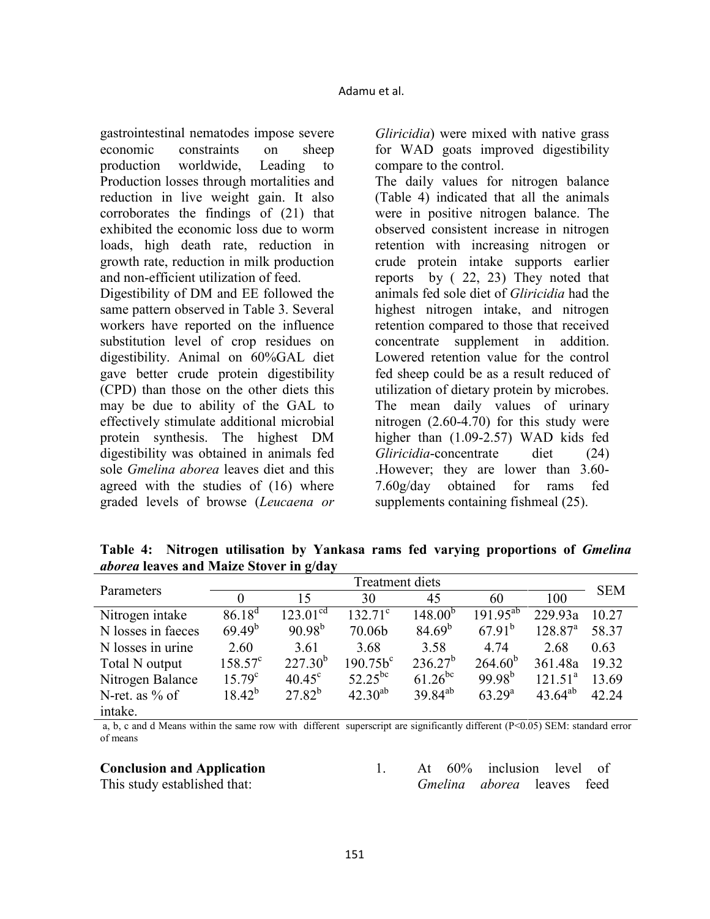gastrointestinal nematodes impose severe economic constraints on sheep production worldwide, Leading to Production losses through mortalities and reduction in live weight gain. It also corroborates the findings of (21) that exhibited the economic loss due to worm loads, high death rate, reduction in growth rate, reduction in milk production and non-efficient utilization of feed.

Digestibility of DM and EE followed the same pattern observed in Table 3. Several workers have reported on the influence substitution level of crop residues on digestibility. Animal on 60%GAL diet gave better crude protein digestibility (CPD) than those on the other diets this may be due to ability of the GAL to effectively stimulate additional microbial protein synthesis. The highest DM digestibility was obtained in animals fed sole *Gmelina aborea* leaves diet and this agreed with the studies of (16) where graded levels of browse (*Leucaena or Gliricidia*) were mixed with native grass for WAD goats improved digestibility compare to the control.

The daily values for nitrogen balance (Table 4) indicated that all the animals were in positive nitrogen balance. The observed consistent increase in nitrogen retention with increasing nitrogen or crude protein intake supports earlier reports by ( 22, 23) They noted that animals fed sole diet of *Gliricidia* had the highest nitrogen intake, and nitrogen retention compared to those that received concentrate supplement in addition. Lowered retention value for the control fed sheep could be as a result reduced of utilization of dietary protein by microbes. The mean daily values of urinary nitrogen (2.60-4.70) for this study were higher than (1.09-2.57) WAD kids fed *Gliricidia*-concentrate diet (24) .However; they are lower than 3.60-7.60g/day obtained for rams fed supplements containing fishmeal (25).

**Table 4: Nitrogen utilisation by Yankasa rams fed varying proportions of *Gmelina aborea* leaves and Maize Stover in g/day**

| Parameters | Treatment diets | | | | | | SEM |
|---|---|---|---|---|---|---|---|
| | 0 | 15 | 30 | 45 | 60 | 100 | |
| Nitrogen intake | 86.18[d] | 123.01[cd] | 132.71[c] | 148.00[b] | 191.95[ab] | 229.93a | 10.27 |
| N losses in faeces | 69.49[b] | 90.98[b] | 70.06b | 84.69[b] | 67.91[b] | 128.87[a] | 58.37 |
| N losses in urine | 2.60 | 3.61 | 3.68 | 3.58 | 4.74 | 2.68 | 0.63 |
| Total N output | 158.57[c] | 227.30[b] | 190.75b[c] | 236.27[b] | 264.60[b] | 361.48a | 19.32 |
| Nitrogen Balance | 15.79[c] | 40.45[c] | 52.25[bc] | 61.26[bc] | 99.98[b] | 121.51[a] | 13.69 |
| N-ret. as % of intake. | 18.42[b] | 27.82[b] | 42.30[ab] | 39.84[ab] | 63.29[a] | 43.64[ab] | 42.24 |

a, b, c and d Means within the same row with different superscript are significantly different (P<0.05) SEM: standard error of means

**Conclusion and Application**

This study established that:

1. At 60% inclusion level of *Gmelina aborea* leaves feed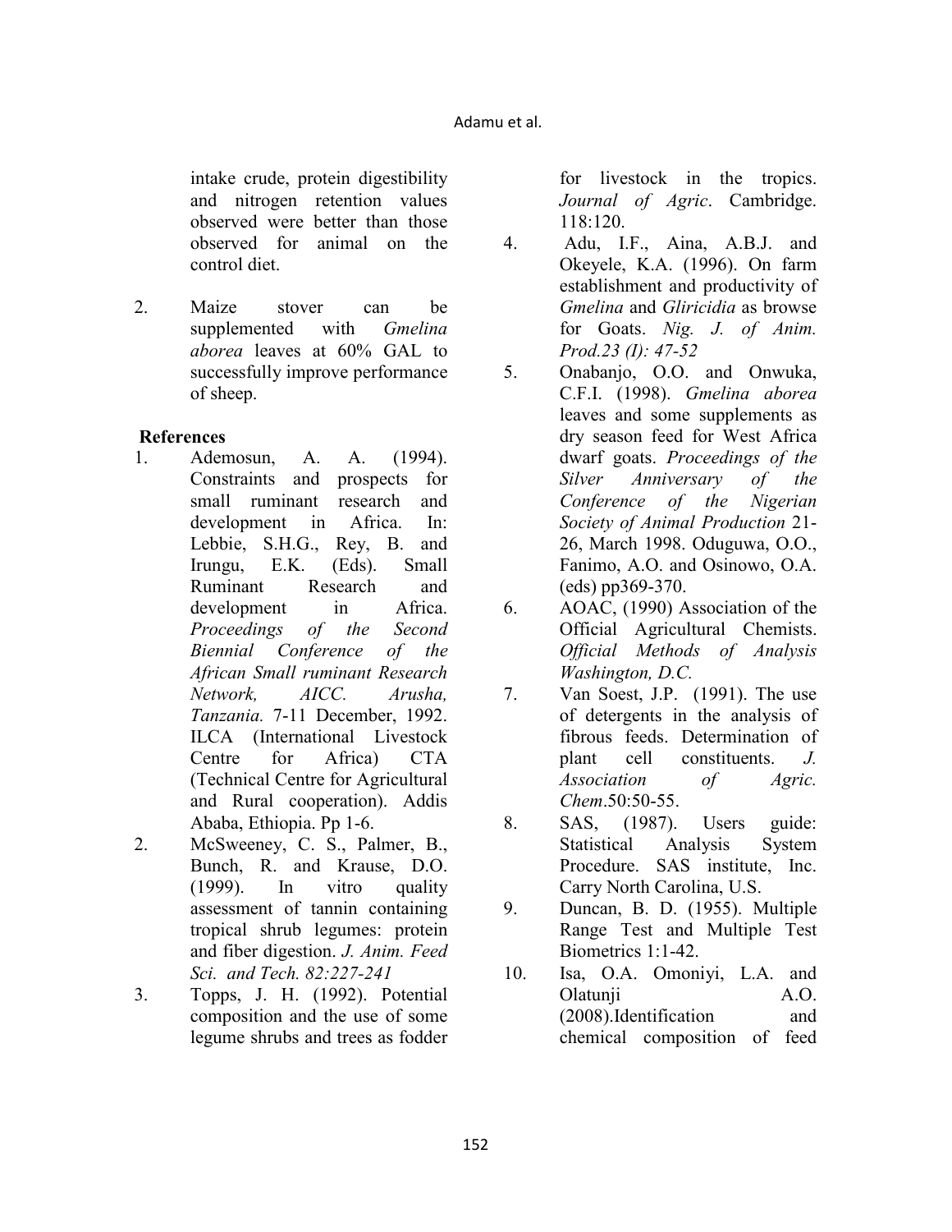intake crude, protein digestibility and nitrogen retention values observed were better than those observed for animal on the control diet.

2. Maize stover can be supplemented with *Gmelina aborea* leaves at 60% GAL to successfully improve performance of sheep.

## References

1. Ademosun, A. A. (1994). Constraints and prospects for small ruminant research and development in Africa. In: Lebbie, S.H.G., Rey, B. and Irungu, E.K. (Eds). Small Ruminant Research and development in Africa. *Proceedings of the Second Biennial Conference of the African Small ruminant Research Network, AICC. Arusha, Tanzania.* 7-11 December, 1992. ILCA (International Livestock Centre for Africa) CTA (Technical Centre for Agricultural and Rural cooperation). Addis Ababa, Ethiopia. Pp 1-6.
2. McSweeney, C. S., Palmer, B., Bunch, R. and Krause, D.O. (1999). In vitro quality assessment of tannin containing tropical shrub legumes: protein and fiber digestion. *J. Anim. Feed Sci. and Tech. 82:227-241*
3. Topps, J. H. (1992). Potential composition and the use of some legume shrubs and trees as fodder for livestock in the tropics. *Journal of Agric*. Cambridge. 118:120.
4. Adu, I.F., Aina, A.B.J. and Okeyele, K.A. (1996). On farm establishment and productivity of *Gmelina* and *Gliricidia* as browse for Goats. *Nig. J. of Anim. Prod.23 (I): 47-52*
5. Onabanjo, O.O. and Onwuka, C.F.I. (1998). *Gmelina aborea* leaves and some supplements as dry season feed for West Africa dwarf goats. *Proceedings of the Silver Anniversary of the Conference of the Nigerian Society of Animal Production* 21-26, March 1998. Oduguwa, O.O., Fanimo, A.O. and Osinowo, O.A. (eds) pp369-370.
6. AOAC, (1990) Association of the Official Agricultural Chemists. *Official Methods of Analysis Washington, D.C.*
7. Van Soest, J.P. (1991). The use of detergents in the analysis of fibrous feeds. Determination of plant cell constituents. *J. Association of Agric. Chem*.50:50-55.
8. SAS, (1987). Users guide: Statistical Analysis System Procedure. SAS institute, Inc. Carry North Carolina, U.S.
9. Duncan, B. D. (1955). Multiple Range Test and Multiple Test Biometrics 1:1-42.
10. Isa, O.A. Omoniyi, L.A. and Olatunji A.O. (2008).Identification and chemical composition of feed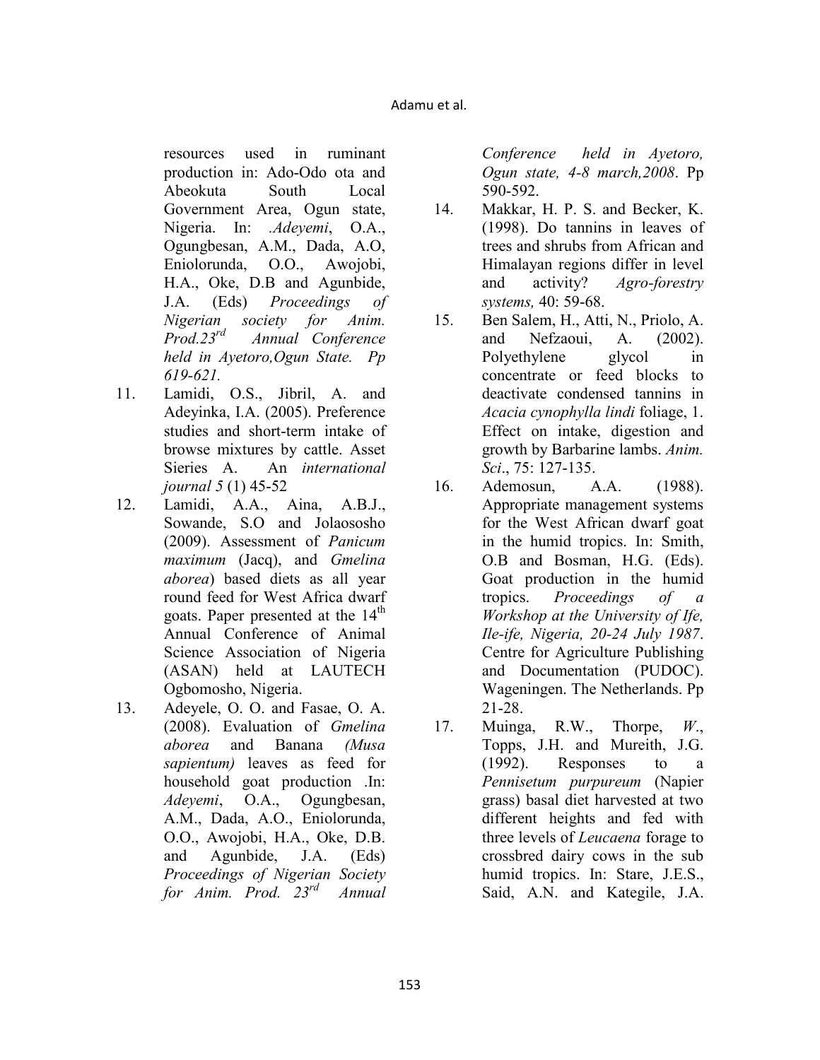resources used in ruminant production in: Ado-Odo ota and Abeokuta South Local Government Area, Ogun state, Nigeria. In: .*Adeyemi*, O.A., Ogungbesan, A.M., Dada, A.O, Eniolorunda, O.O., Awojobi, H.A., Oke, D.B and Agunbide, J.A. (Eds) *Proceedings of Nigerian society for Anim. Prod.23rd Annual Conference held in Ayetoro,Ogun State. Pp 619-621.*

11. Lamidi, O.S., Jibril, A. and Adeyinka, I.A. (2005). Preference studies and short-term intake of browse mixtures by cattle. Asset Sieries A. An *international journal 5* (1) 45-52
12. Lamidi, A.A., Aina, A.B.J., Sowande, S.O and Jolaososho (2009). Assessment of *Panicum maximum* (Jacq), and *Gmelina aborea*) based diets as all year round feed for West Africa dwarf goats. Paper presented at the 14th Annual Conference of Animal Science Association of Nigeria (ASAN) held at LAUTECH Ogbomosho, Nigeria.
13. Adeyele, O. O. and Fasae, O. A. (2008). Evaluation of *Gmelina aborea* and Banana *(Musa sapientum)* leaves as feed for household goat production .In: *Adeyemi*, O.A., Ogungbesan, A.M., Dada, A.O., Eniolorunda, O.O., Awojobi, H.A., Oke, D.B. and Agunbide, J.A. (Eds) *Proceedings of Nigerian Society for Anim. Prod. 23rd Annual Conference held in Ayetoro, Ogun state, 4-8 march,2008*. Pp 590-592.
14. Makkar, H. P. S. and Becker, K. (1998). Do tannins in leaves of trees and shrubs from African and Himalayan regions differ in level and activity? *Agro-forestry systems,* 40: 59-68.
15. Ben Salem, H., Atti, N., Priolo, A. and Nefzaoui, A. (2002). Polyethylene glycol in concentrate or feed blocks to deactivate condensed tannins in *Acacia cynophylla lindi* foliage, 1. Effect on intake, digestion and growth by Barbarine lambs. *Anim. Sci*., 75: 127-135.
16. Ademosun, A.A. (1988). Appropriate management systems for the West African dwarf goat in the humid tropics. In: Smith, O.B and Bosman, H.G. (Eds). Goat production in the humid tropics. *Proceedings of a Workshop at the University of Ife, Ile-ife, Nigeria, 20-24 July 1987*. Centre for Agriculture Publishing and Documentation (PUDOC). Wageningen. The Netherlands. Pp 21-28.
17. Muinga, R.W., Thorpe, *W*., Topps, J.H. and Mureith, J.G. (1992). Responses to a *Pennisetum purpureum* (Napier grass) basal diet harvested at two different heights and fed with three levels of *Leucaena* forage to crossbred dairy cows in the sub humid tropics. In: Stare, J.E.S., Said, A.N. and Kategile, J.A.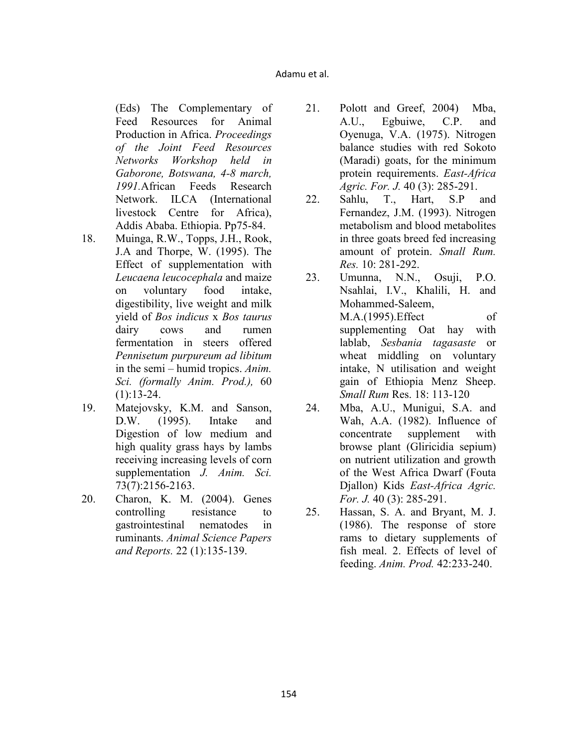(Eds) The Complementary of Feed Resources for Animal Production in Africa. *Proceedings of the Joint Feed Resources Networks Workshop held in Gaborone, Botswana, 4-8 march, 1991.*African Feeds Research Network. ILCA (International livestock Centre for Africa), Addis Ababa. Ethiopia. Pp75-84.

18. Muinga, R.W., Topps, J.H., Rook, J.A and Thorpe, W. (1995). The Effect of supplementation with *Leucaena leucocephala* and maize on voluntary food intake, digestibility, live weight and milk yield of *Bos indicus* x *Bos taurus* dairy cows and rumen fermentation in steers offered *Pennisetum purpureum ad libitum* in the semi – humid tropics. *Anim. Sci. (formally Anim. Prod.),* 60 (1):13-24.

19. Matejovsky, K.M. and Sanson, D.W. (1995). Intake and Digestion of low medium and high quality grass hays by lambs receiving increasing levels of corn supplementation *J. Anim. Sci.* 73(7):2156-2163.

20. Charon, K. M. (2004). Genes controlling resistance to gastrointestinal nematodes in ruminants. *Animal Science Papers and Reports.* 22 (1):135-139.

21. Polott and Greef, 2004) Mba, A.U., Egbuiwe, C.P. and Oyenuga, V.A. (1975). Nitrogen balance studies with red Sokoto (Maradi) goats, for the minimum protein requirements. *East-Africa Agric. For. J.* 40 (3): 285-291.

22. Sahlu, T., Hart, S.P and Fernandez, J.M. (1993). Nitrogen metabolism and blood metabolites in three goats breed fed increasing amount of protein. *Small Rum. Res.* 10: 281-292.

23. Umunna, N.N., Osuji, P.O. Nsahlai, I.V., Khalili, H. and Mohammed-Saleem, M.A.(1995).Effect of supplementing Oat hay with lablab, *Sesbania tagasaste* or wheat middling on voluntary intake, N utilisation and weight gain of Ethiopia Menz Sheep. *Small Rum* Res. 18: 113-120

24. Mba, A.U., Munigui, S.A. and Wah, A.A. (1982). Influence of concentrate supplement with browse plant (Gliricidia sepium) on nutrient utilization and growth of the West Africa Dwarf (Fouta Djallon) Kids *East-Africa Agric. For. J.* 40 (3): 285-291.

25. Hassan, S. A. and Bryant, M. J. (1986). The response of store rams to dietary supplements of fish meal. 2. Effects of level of feeding. *Anim. Prod.* 42:233-240.